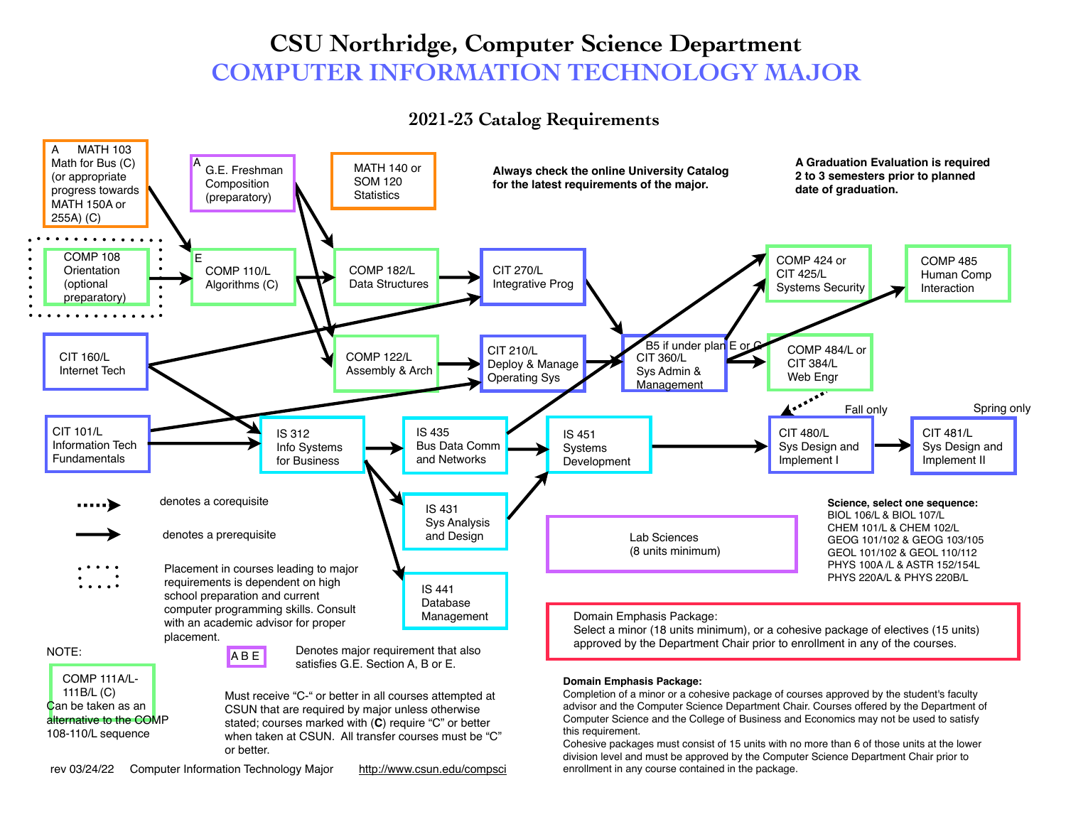# CSU Northridge, Computer Science Department

# COMPUTER INFORMATION TECHNOLOGY MAJOR

## 2021-23 Catalog Requirements

**Always check the online University Catalog for the latest requirements of the major.**

**A Graduation Evaluation is required 2 to 3 semesters prior to planned date of graduation.**

A MATH 103 Math for Bus (C) (or appropriate progress towards MATH 150A or 255A) (C)

A G.E. Freshman Composition (preparatory)

MATH 140 or SOM 120 Statistics

COMP 108 Orientation (optional preparatory)

E COMP 110/L Algorithms (C)

COMP 182/L Data Structures

CIT 270/L Integrative Prog

COMP 424 or CIT 425/L Systems Security

COMP 485 Human Comp Interaction

CIT 160/L Internet Tech

COMP 122/L Assembly & Arch

CIT 210/L Deploy & Manage Operating Sys

B5 if under plan E or C CIT 360/L Sys Admin & Management

COMP 484/L or CIT 384/L Web Engr

CIT 101/L Information Tech Fundamentals

IS 312 Info Systems for Business

IS 435 Bus Data Comm and Networks

IS 451 Systems Development

Fall only CIT 480/L Sys Design and Implement I

Spring only CIT 481/L Sys Design and Implement II

IS 431 Sys Analysis and Design

IS 441 Database Management

Lab Sciences (8 units minimum)

**Science, select one sequence:**
- BIOL 106/L & BIOL 107/L
- CHEM 101/L & CHEM 102/L
- GEOG 101/102 & GEOG 103/105
- GEOL 101/102 & GEOL 110/112
- PHYS 100A /L & ASTR 152/154L
- PHYS 220A/L & PHYS 220B/L

Domain Emphasis Package: Select a minor (18 units minimum), or a cohesive package of electives (15 units) approved by the Department Chair prior to enrollment in any of the courses.

Dotted arrow: denotes a corequisite

Solid arrow: denotes a prerequisite

Dotted box: Placement in courses leading to major requirements is dependent on high school preparation and current computer programming skills. Consult with an academic advisor for proper placement.

NOTE:

COMP 111A/L-111B/L (C) Can be taken as an alternative to the COMP 108-110/L sequence

A B E: Denotes major requirement that also satisfies G.E. Section A, B or E.

Must receive "C-" or better in all courses attempted at CSUN that are required by major unless otherwise stated; courses marked with (**C**) require "C" or better when taken at CSUN. All transfer courses must be "C" or better.

**Domain Emphasis Package:**
Completion of a minor or a cohesive package of courses approved by the student's faculty advisor and the Computer Science Department Chair. Courses offered by the Department of Computer Science and the College of Business and Economics may not be used to satisfy this requirement.
Cohesive packages must consist of 15 units with no more than 6 of those units at the lower division level and must be approved by the Computer Science Department Chair prior to enrollment in any course contained in the package.

rev 03/24/22 Computer Information Technology Major http://www.csun.edu/compsci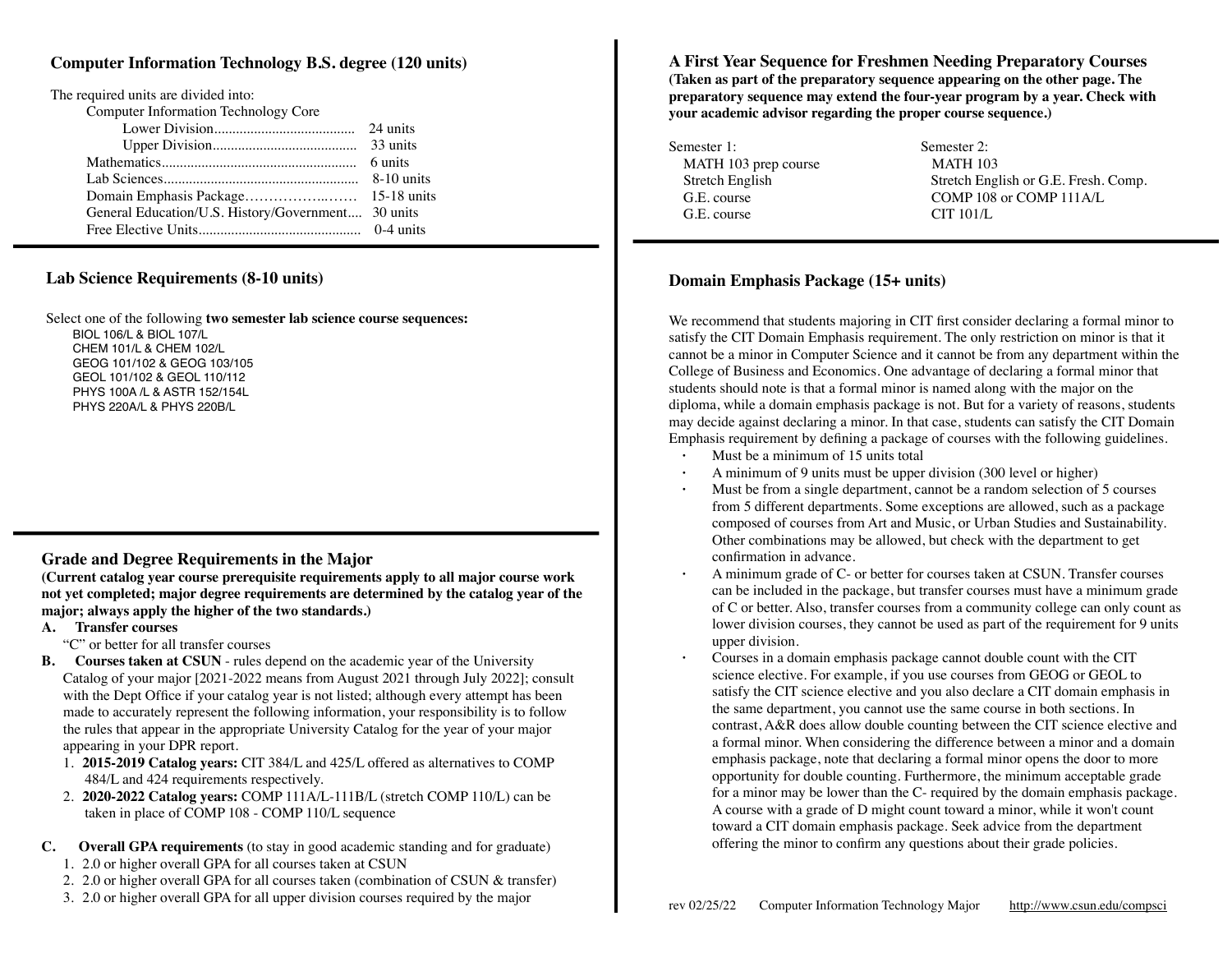## Computer Information Technology B.S. degree (120 units)

The required units are divided into:

| | |
|---|---|
| Computer Information Technology Core | |
| Lower Division | 24 units |
| Upper Division | 33 units |
| Mathematics | 6 units |
| Lab Sciences | 8-10 units |
| Domain Emphasis Package | 15-18 units |
| General Education/U.S. History/Government | 30 units |
| Free Elective Units | 0-4 units |

## Lab Science Requirements (8-10 units)

Select one of the following **two semester lab science course sequences:**

- BIOL 106/L & BIOL 107/L
- CHEM 101/L & CHEM 102/L
- GEOG 101/102 & GEOG 103/105
- GEOL 101/102 & GEOL 110/112
- PHYS 100A /L & ASTR 152/154L
- PHYS 220A/L & PHYS 220B/L

## Grade and Degree Requirements in the Major

**(Current catalog year course prerequisite requirements apply to all major course work not yet completed; major degree requirements are determined by the catalog year of the major; always apply the higher of the two standards.)**

**A. Transfer courses**

"C" or better for all transfer courses

**B. Courses taken at CSUN** - rules depend on the academic year of the University Catalog of your major [2021-2022 means from August 2021 through July 2022]; consult with the Dept Office if your catalog year is not listed; although every attempt has been made to accurately represent the following information, your responsibility is to follow the rules that appear in the appropriate University Catalog for the year of your major appearing in your DPR report.

1. **2015-2019 Catalog years:** CIT 384/L and 425/L offered as alternatives to COMP 484/L and 424 requirements respectively.
2. **2020-2022 Catalog years:** COMP 111A/L-111B/L (stretch COMP 110/L) can be taken in place of COMP 108 - COMP 110/L sequence

**C. Overall GPA requirements** (to stay in good academic standing and for graduate)

1. 2.0 or higher overall GPA for all courses taken at CSUN
2. 2.0 or higher overall GPA for all courses taken (combination of CSUN & transfer)
3. 2.0 or higher overall GPA for all upper division courses required by the major

## A First Year Sequence for Freshmen Needing Preparatory Courses

**(Taken as part of the preparatory sequence appearing on the other page. The preparatory sequence may extend the four-year program by a year. Check with your academic advisor regarding the proper course sequence.)**

| Semester 1: | Semester 2: |
|---|---|
| MATH 103 prep course | MATH 103 |
| Stretch English | Stretch English or G.E. Fresh. Comp. |
| G.E. course | COMP 108 or COMP 111A/L |
| G.E. course | CIT 101/L |

## Domain Emphasis Package (15+ units)

We recommend that students majoring in CIT first consider declaring a formal minor to satisfy the CIT Domain Emphasis requirement. The only restriction on minor is that it cannot be a minor in Computer Science and it cannot be from any department within the College of Business and Economics. One advantage of declaring a formal minor that students should note is that a formal minor is named along with the major on the diploma, while a domain emphasis package is not. But for a variety of reasons, students may decide against declaring a minor. In that case, students can satisfy the CIT Domain Emphasis requirement by defining a package of courses with the following guidelines.

- Must be a minimum of 15 units total
- A minimum of 9 units must be upper division (300 level or higher)
- Must be from a single department, cannot be a random selection of 5 courses from 5 different departments. Some exceptions are allowed, such as a package composed of courses from Art and Music, or Urban Studies and Sustainability. Other combinations may be allowed, but check with the department to get confirmation in advance.
- A minimum grade of C- or better for courses taken at CSUN. Transfer courses can be included in the package, but transfer courses must have a minimum grade of C or better. Also, transfer courses from a community college can only count as lower division courses, they cannot be used as part of the requirement for 9 units upper division.
- Courses in a domain emphasis package cannot double count with the CIT science elective. For example, if you use courses from GEOG or GEOL to satisfy the CIT science elective and you also declare a CIT domain emphasis in the same department, you cannot use the same course in both sections. In contrast, A&R does allow double counting between the CIT science elective and a formal minor. When considering the difference between a minor and a domain emphasis package, note that declaring a formal minor opens the door to more opportunity for double counting. Furthermore, the minimum acceptable grade for a minor may be lower than the C- required by the domain emphasis package. A course with a grade of D might count toward a minor, while it won't count toward a CIT domain emphasis package. Seek advice from the department offering the minor to confirm any questions about their grade policies.

rev 02/25/22 Computer Information Technology Major http://www.csun.edu/compsci